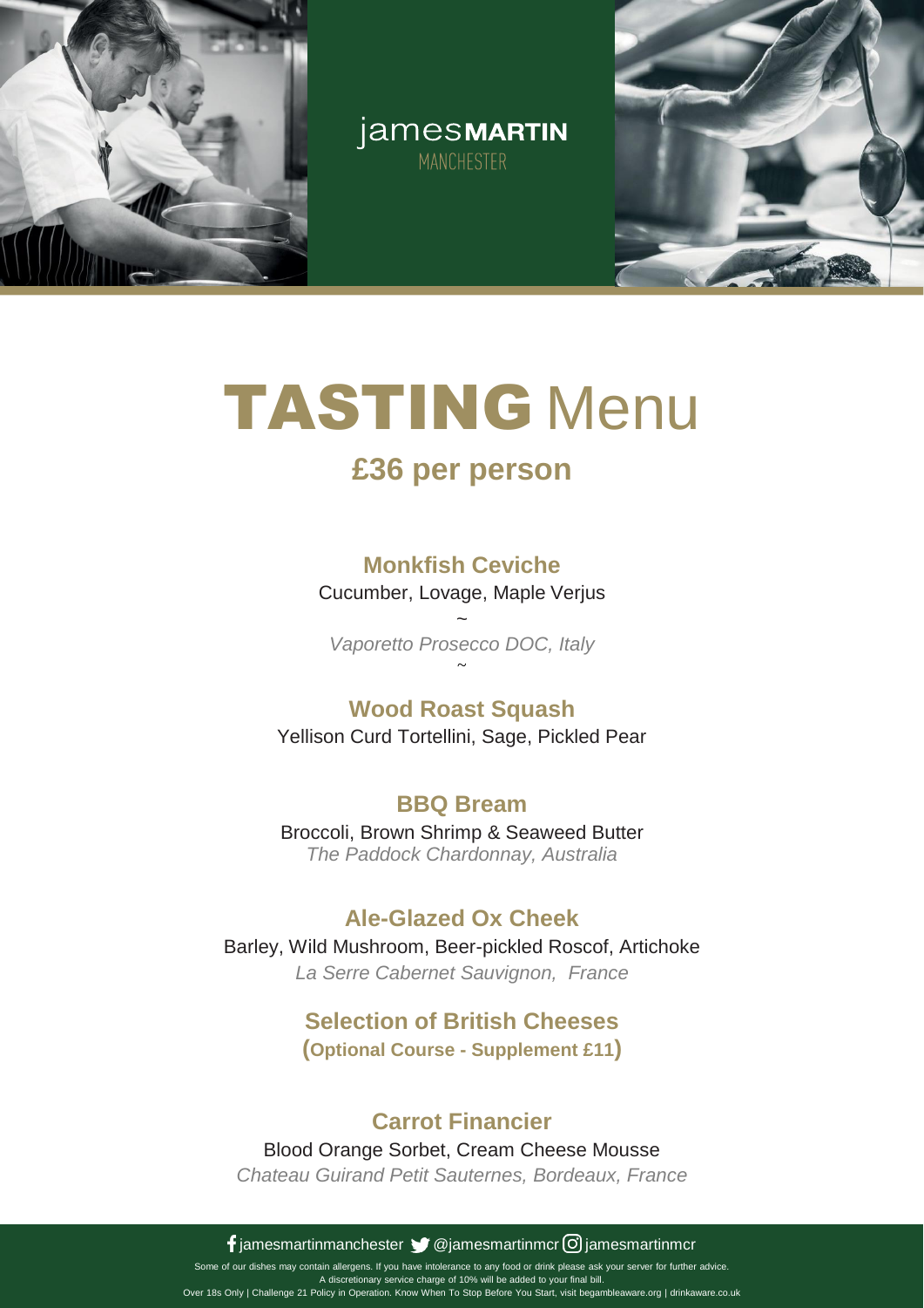jamesMARTIN
MANCHESTER

# TASTING Menu

## £36 per person

### Monkfish Ceviche

Cucumber, Lovage, Maple Verjus

~

*Vaporetto Prosecco DOC, Italy*

~

### Wood Roast Squash

Yellison Curd Tortellini, Sage, Pickled Pear

### BBQ Bream

Broccoli, Brown Shrimp & Seaweed Butter

*The Paddock Chardonnay, Australia*

### Ale-Glazed Ox Cheek

Barley, Wild Mushroom, Beer-pickled Roscof, Artichoke

*La Serre Cabernet Sauvignon, France*

### Selection of British Cheeses

**(Optional Course - Supplement £11)**

### Carrot Financier

Blood Orange Sorbet, Cream Cheese Mousse

*Chateau Guirand Petit Sauternes, Bordeaux, France*

jamesmartinmanchester @jamesmartinmcr jamesmartinmcr

Some of our dishes may contain allergens. If you have intolerance to any food or drink please ask your server for further advice.
A discretionary service charge of 10% will be added to your final bill.
Over 18s Only | Challenge 21 Policy in Operation. Know When To Stop Before You Start, visit begambleaware.org | drinkaware.co.uk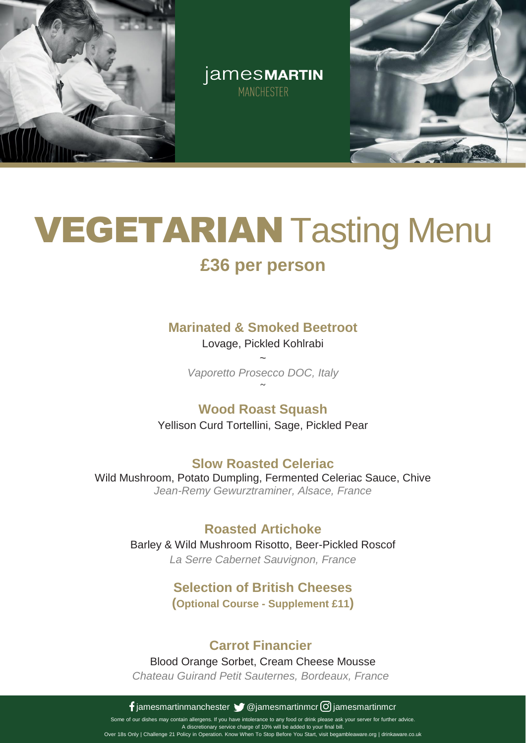jamesMARTIN
MANCHESTER

# VEGETARIAN Tasting Menu

## £36 per person

### Marinated & Smoked Beetroot

Lovage, Pickled Kohlrabi

~

*Vaporetto Prosecco DOC, Italy*

~

### Wood Roast Squash

Yellison Curd Tortellini, Sage, Pickled Pear

### Slow Roasted Celeriac

Wild Mushroom, Potato Dumpling, Fermented Celeriac Sauce, Chive

*Jean-Remy Gewurztraminer, Alsace, France*

### Roasted Artichoke

Barley & Wild Mushroom Risotto, Beer-Pickled Roscof

*La Serre Cabernet Sauvignon, France*

### Selection of British Cheeses

**(Optional Course - Supplement £11)**

### Carrot Financier

Blood Orange Sorbet, Cream Cheese Mousse

*Chateau Guirand Petit Sauternes, Bordeaux, France*

jamesmartinmanchester @jamesmartinmcr jamesmartinmcr

Some of our dishes may contain allergens. If you have intolerance to any food or drink please ask your server for further advice.
A discretionary service charge of 10% will be added to your final bill.
Over 18s Only | Challenge 21 Policy in Operation. Know When To Stop Before You Start, visit begambleaware.org | drinkaware.co.uk